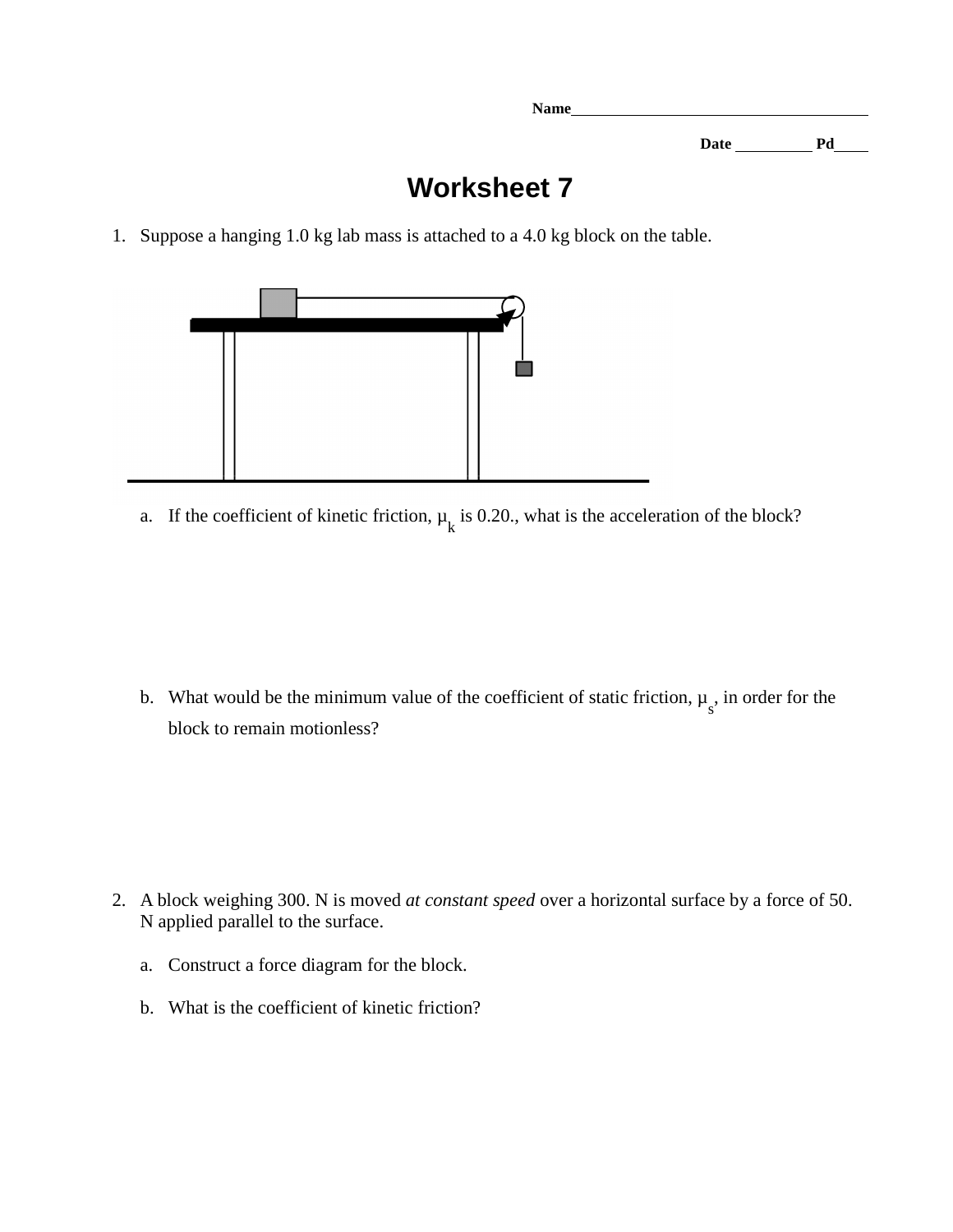Name______________________________________

Date __________ Pd____

# Worksheet 7

1. Suppose a hanging 1.0 kg lab mass is attached to a 4.0 kg block on the table.

   a. If the coefficient of kinetic friction, $\mu_k$ is 0.20., what is the acceleration of the block?

   b. What would be the minimum value of the coefficient of static friction, $\mu_s$, in order for the block to remain motionless?

2. A block weighing 300. N is moved *at constant speed* over a horizontal surface by a force of 50. N applied parallel to the surface.

   a. Construct a force diagram for the block.

   b. What is the coefficient of kinetic friction?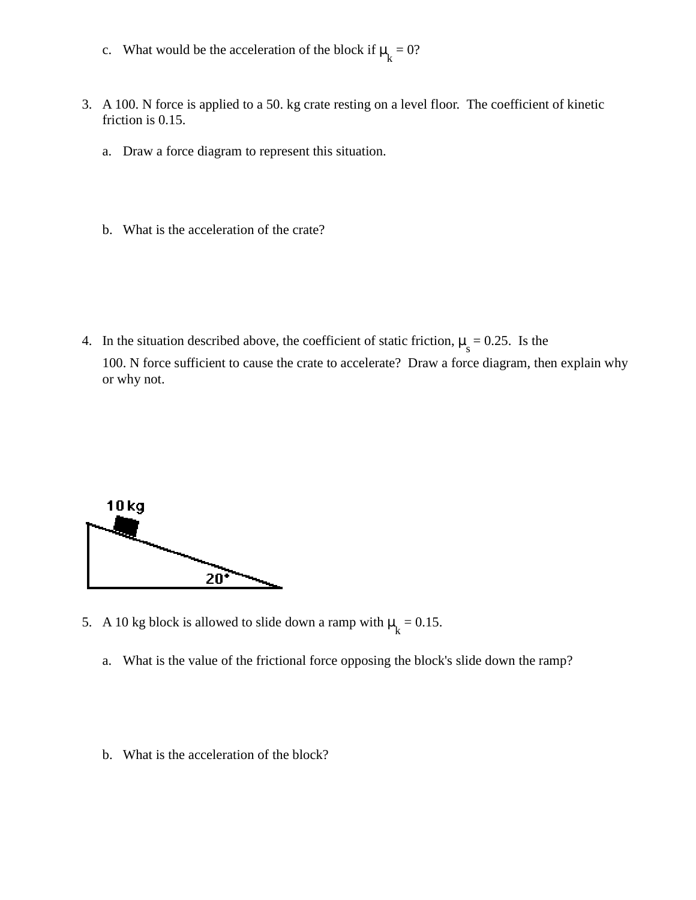c. What would be the acceleration of the block if $\mu_k = 0$?

3. A 100. N force is applied to a 50. kg crate resting on a level floor. The coefficient of kinetic friction is 0.15.

   a. Draw a force diagram to represent this situation.

   b. What is the acceleration of the crate?

4. In the situation described above, the coefficient of static friction, $\mu_s = 0.25$. Is the 100. N force sufficient to cause the crate to accelerate? Draw a force diagram, then explain why or why not.

10 kg

20°

5. A 10 kg block is allowed to slide down a ramp with $\mu_k = 0.15$.

   a. What is the value of the frictional force opposing the block's slide down the ramp?

   b. What is the acceleration of the block?